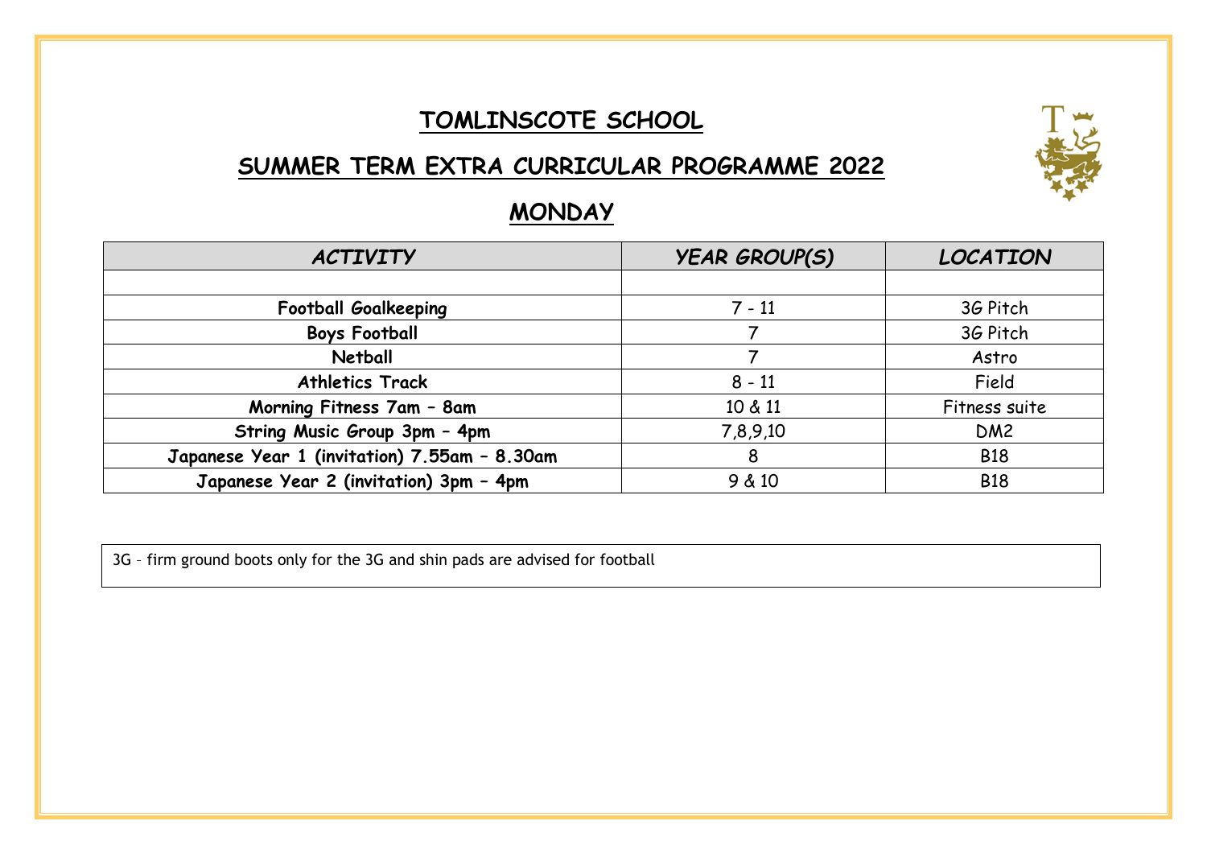# TOMLINSCOTE SCHOOL

## SUMMER TERM EXTRA CURRICULAR PROGRAMME 2022

## MONDAY

| *ACTIVITY* | *YEAR GROUP(S)* | *LOCATION* |
|---|---|---|
| | | |
| **Football Goalkeeping** | 7 - 11 | 3G Pitch |
| **Boys Football** | 7 | 3G Pitch |
| **Netball** | 7 | Astro |
| **Athletics Track** | 8 - 11 | Field |
| **Morning Fitness 7am – 8am** | 10 & 11 | Fitness suite |
| **String Music Group 3pm – 4pm** | 7,8,9,10 | DM2 |
| **Japanese Year 1 (invitation) 7.55am – 8.30am** | 8 | B18 |
| **Japanese Year 2 (invitation) 3pm – 4pm** | 9 & 10 | B18 |

3G – firm ground boots only for the 3G and shin pads are advised for football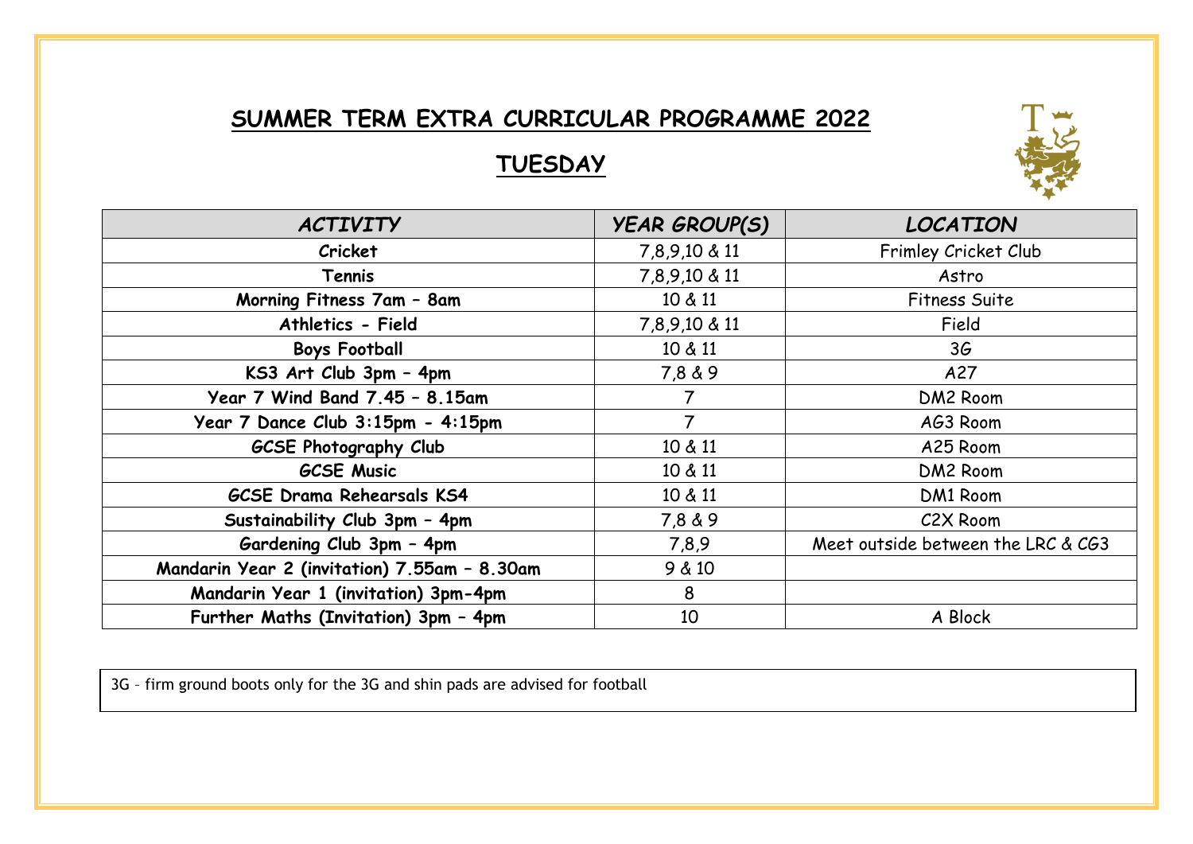# SUMMER TERM EXTRA CURRICULAR PROGRAMME 2022

## TUESDAY

| *ACTIVITY* | *YEAR GROUP(S)* | *LOCATION* |
|---|---|---|
| **Cricket** | 7,8,9,10 & 11 | Frimley Cricket Club |
| **Tennis** | 7,8,9,10 & 11 | Astro |
| **Morning Fitness 7am – 8am** | 10 & 11 | Fitness Suite |
| **Athletics - Field** | 7,8,9,10 & 11 | Field |
| **Boys Football** | 10 & 11 | 3G |
| **KS3 Art Club 3pm – 4pm** | 7,8 & 9 | A27 |
| **Year 7 Wind Band 7.45 – 8.15am** | 7 | DM2 Room |
| **Year 7 Dance Club 3:15pm - 4:15pm** | 7 | AG3 Room |
| **GCSE Photography Club** | 10 & 11 | A25 Room |
| **GCSE Music** | 10 & 11 | DM2 Room |
| **GCSE Drama Rehearsals KS4** | 10 & 11 | DM1 Room |
| **Sustainability Club 3pm – 4pm** | 7,8 & 9 | C2X Room |
| **Gardening Club 3pm – 4pm** | 7,8,9 | Meet outside between the LRC & CG3 |
| **Mandarin Year 2 (invitation) 7.55am – 8.30am** | 9 & 10 | |
| **Mandarin Year 1 (invitation) 3pm-4pm** | 8 | |
| **Further Maths (Invitation) 3pm – 4pm** | 10 | A Block |

3G – firm ground boots only for the 3G and shin pads are advised for football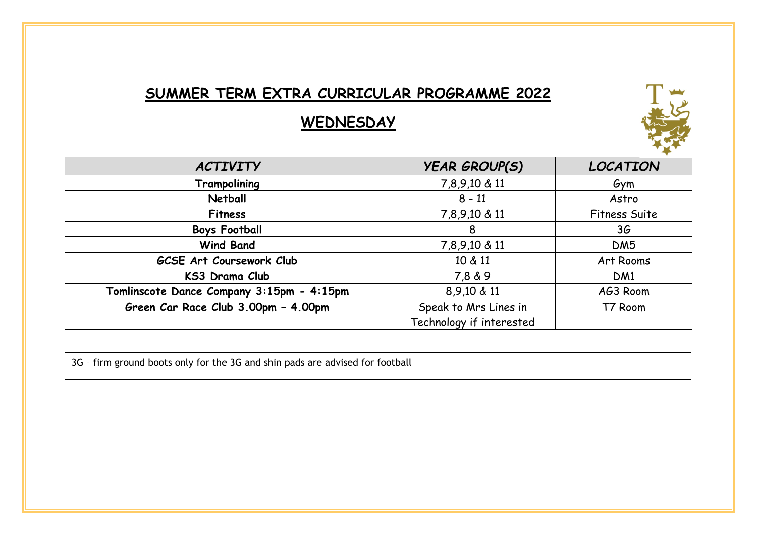# SUMMER TERM EXTRA CURRICULAR PROGRAMME 2022

## WEDNESDAY

| *ACTIVITY* | *YEAR GROUP(S)* | *LOCATION* |
|---|---|---|
| **Trampolining** | 7,8,9,10 & 11 | Gym |
| **Netball** | 8 - 11 | Astro |
| **Fitness** | 7,8,9,10 & 11 | Fitness Suite |
| **Boys Football** | 8 | 3G |
| **Wind Band** | 7,8,9,10 & 11 | DM5 |
| **GCSE Art Coursework Club** | 10 & 11 | Art Rooms |
| **KS3 Drama Club** | 7,8 & 9 | DM1 |
| **Tomlinscote Dance Company 3:15pm - 4:15pm** | 8,9,10 & 11 | AG3 Room |
| **Green Car Race Club 3.00pm – 4.00pm** | Speak to Mrs Lines in Technology if interested | T7 Room |

3G – firm ground boots only for the 3G and shin pads are advised for football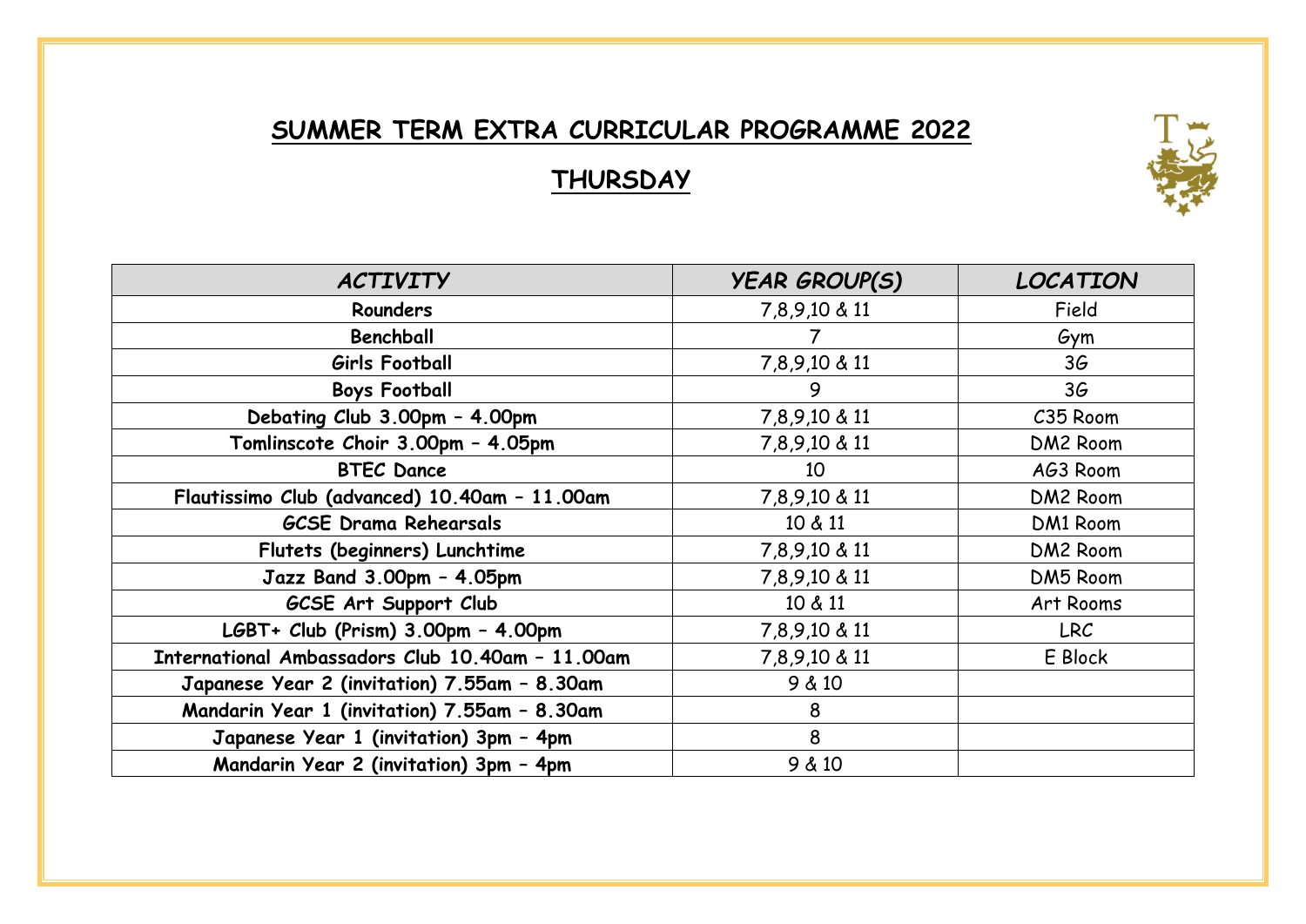# SUMMER TERM EXTRA CURRICULAR PROGRAMME 2022

## THURSDAY

| *ACTIVITY* | *YEAR GROUP(S)* | *LOCATION* |
|---|---|---|
| **Rounders** | 7,8,9,10 & 11 | Field |
| **Benchball** | 7 | Gym |
| **Girls Football** | 7,8,9,10 & 11 | 3G |
| **Boys Football** | 9 | 3G |
| **Debating Club 3.00pm – 4.00pm** | 7,8,9,10 & 11 | C35 Room |
| **Tomlinscote Choir 3.00pm – 4.05pm** | 7,8,9,10 & 11 | DM2 Room |
| **BTEC Dance** | 10 | AG3 Room |
| **Flautissimo Club (advanced) 10.40am – 11.00am** | 7,8,9,10 & 11 | DM2 Room |
| **GCSE Drama Rehearsals** | 10 & 11 | DM1 Room |
| **Flutets (beginners) Lunchtime** | 7,8,9,10 & 11 | DM2 Room |
| **Jazz Band 3.00pm – 4.05pm** | 7,8,9,10 & 11 | DM5 Room |
| **GCSE Art Support Club** | 10 & 11 | Art Rooms |
| **LGBT+ Club (Prism) 3.00pm – 4.00pm** | 7,8,9,10 & 11 | LRC |
| **International Ambassadors Club 10.40am – 11.00am** | 7,8,9,10 & 11 | E Block |
| **Japanese Year 2 (invitation) 7.55am – 8.30am** | 9 & 10 | |
| **Mandarin Year 1 (invitation) 7.55am – 8.30am** | 8 | |
| **Japanese Year 1 (invitation) 3pm – 4pm** | 8 | |
| **Mandarin Year 2 (invitation) 3pm – 4pm** | 9 & 10 | |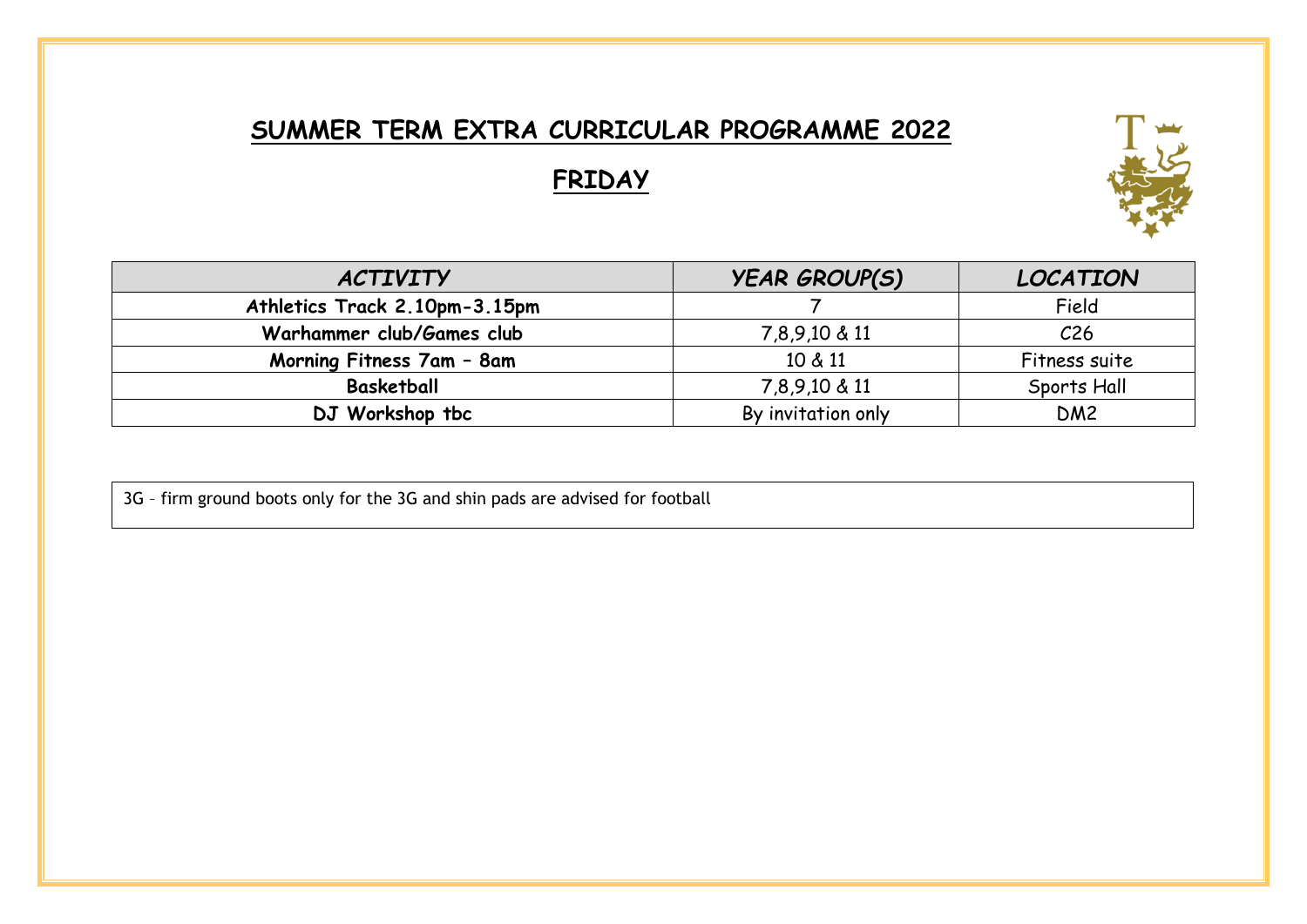## SUMMER TERM EXTRA CURRICULAR PROGRAMME 2022

## FRIDAY

| *ACTIVITY* | *YEAR GROUP(S)* | *LOCATION* |
|---|---|---|
| **Athletics Track 2.10pm-3.15pm** | 7 | Field |
| **Warhammer club/Games club** | 7,8,9,10 & 11 | C26 |
| **Morning Fitness 7am – 8am** | 10 & 11 | Fitness suite |
| **Basketball** | 7,8,9,10 & 11 | Sports Hall |
| **DJ Workshop tbc** | By invitation only | DM2 |

3G – firm ground boots only for the 3G and shin pads are advised for football